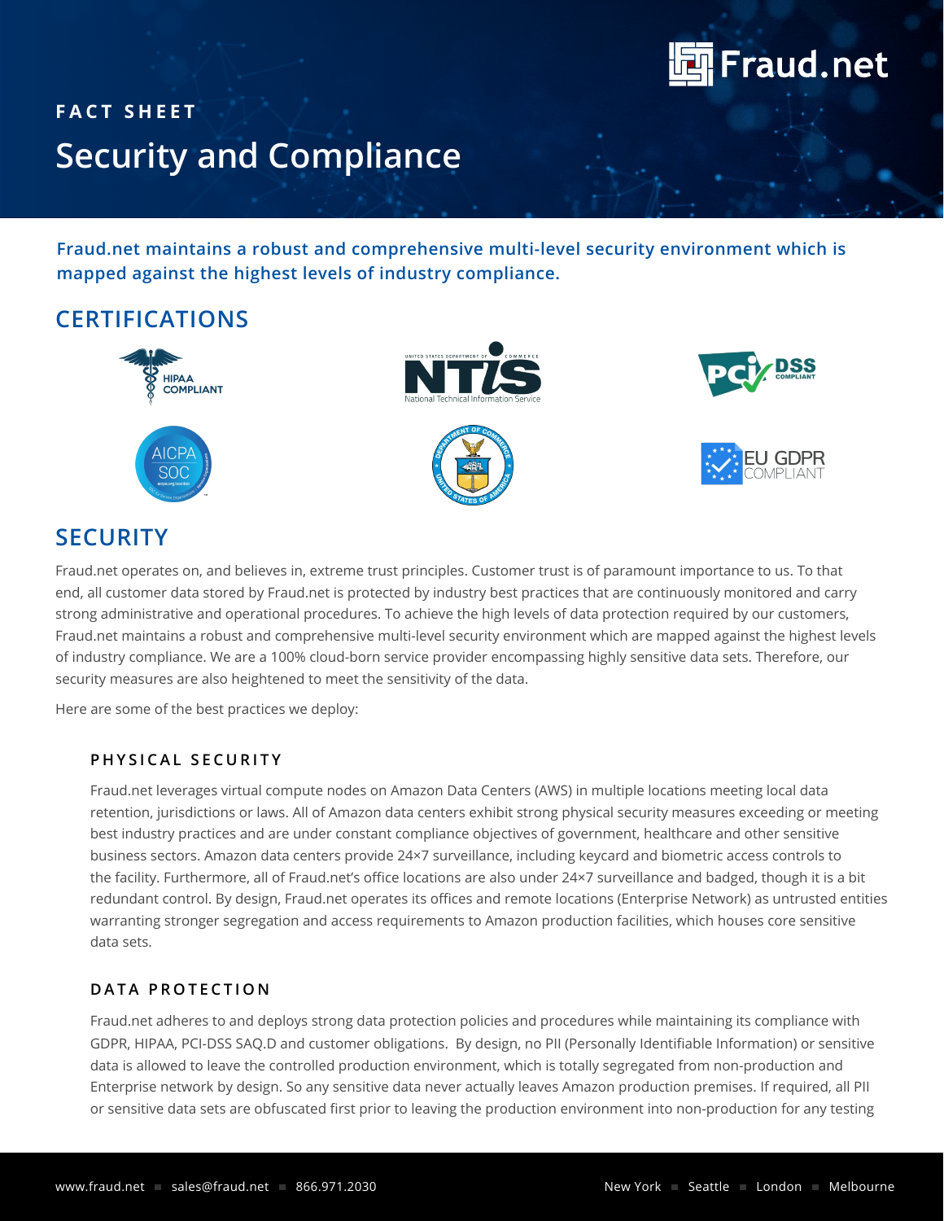FACT SHEET

# Security and Compliance

**Fraud.net maintains a robust and comprehensive multi-level security environment which is mapped against the highest levels of industry compliance.**

## CERTIFICATIONS

HIPAA COMPLIANT

NTIS — United States Department of Commerce — National Technical Information Service

PCI DSS COMPLIANT

AICPA SOC

EU GDPR COMPLIANT

## SECURITY

Fraud.net operates on, and believes in, extreme trust principles. Customer trust is of paramount importance to us. To that end, all customer data stored by Fraud.net is protected by industry best practices that are continuously monitored and carry strong administrative and operational procedures. To achieve the high levels of data protection required by our customers, Fraud.net maintains a robust and comprehensive multi-level security environment which are mapped against the highest levels of industry compliance. We are a 100% cloud-born service provider encompassing highly sensitive data sets. Therefore, our security measures are also heightened to meet the sensitivity of the data.

Here are some of the best practices we deploy:

### PHYSICAL SECURITY

Fraud.net leverages virtual compute nodes on Amazon Data Centers (AWS) in multiple locations meeting local data retention, jurisdictions or laws. All of Amazon data centers exhibit strong physical security measures exceeding or meeting best industry practices and are under constant compliance objectives of government, healthcare and other sensitive business sectors. Amazon data centers provide 24×7 surveillance, including keycard and biometric access controls to the facility. Furthermore, all of Fraud.net's office locations are also under 24×7 surveillance and badged, though it is a bit redundant control. By design, Fraud.net operates its offices and remote locations (Enterprise Network) as untrusted entities warranting stronger segregation and access requirements to Amazon production facilities, which houses core sensitive data sets.

### DATA PROTECTION

Fraud.net adheres to and deploys strong data protection policies and procedures while maintaining its compliance with GDPR, HIPAA, PCI-DSS SAQ.D and customer obligations. By design, no PII (Personally Identifiable Information) or sensitive data is allowed to leave the controlled production environment, which is totally segregated from non-production and Enterprise network by design. So any sensitive data never actually leaves Amazon production premises. If required, all PII or sensitive data sets are obfuscated first prior to leaving the production environment into non-production for any testing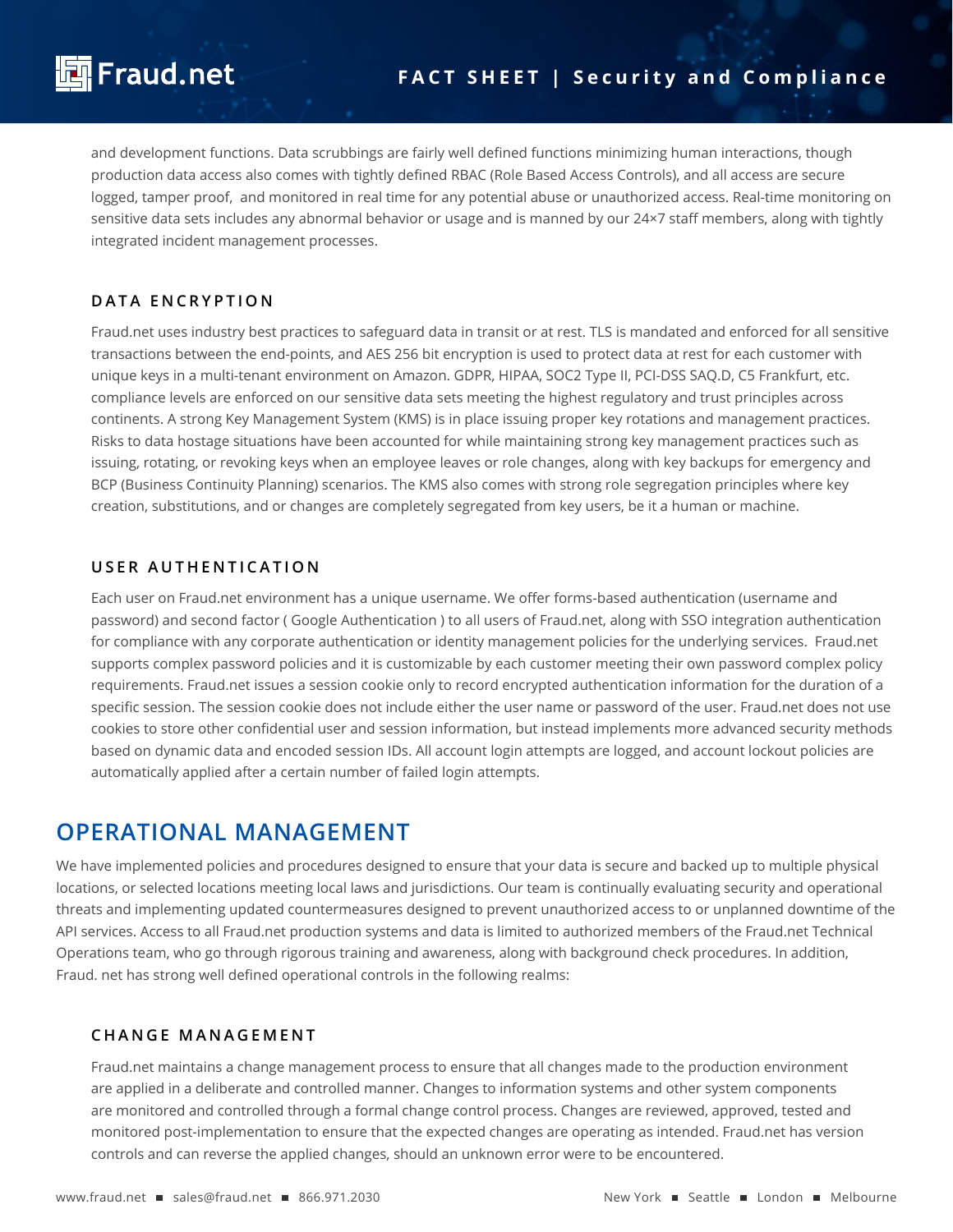and development functions. Data scrubbings are fairly well defined functions minimizing human interactions, though production data access also comes with tightly defined RBAC (Role Based Access Controls), and all access are secure logged, tamper proof, and monitored in real time for any potential abuse or unauthorized access. Real-time monitoring on sensitive data sets includes any abnormal behavior or usage and is manned by our 24×7 staff members, along with tightly integrated incident management processes.

### DATA ENCRYPTION

Fraud.net uses industry best practices to safeguard data in transit or at rest. TLS is mandated and enforced for all sensitive transactions between the end-points, and AES 256 bit encryption is used to protect data at rest for each customer with unique keys in a multi-tenant environment on Amazon. GDPR, HIPAA, SOC2 Type II, PCI-DSS SAQ.D, C5 Frankfurt, etc. compliance levels are enforced on our sensitive data sets meeting the highest regulatory and trust principles across continents. A strong Key Management System (KMS) is in place issuing proper key rotations and management practices. Risks to data hostage situations have been accounted for while maintaining strong key management practices such as issuing, rotating, or revoking keys when an employee leaves or role changes, along with key backups for emergency and BCP (Business Continuity Planning) scenarios. The KMS also comes with strong role segregation principles where key creation, substitutions, and or changes are completely segregated from key users, be it a human or machine.

### USER AUTHENTICATION

Each user on Fraud.net environment has a unique username. We offer forms-based authentication (username and password) and second factor ( Google Authentication ) to all users of Fraud.net, along with SSO integration authentication for compliance with any corporate authentication or identity management policies for the underlying services. Fraud.net supports complex password policies and it is customizable by each customer meeting their own password complex policy requirements. Fraud.net issues a session cookie only to record encrypted authentication information for the duration of a specific session. The session cookie does not include either the user name or password of the user. Fraud.net does not use cookies to store other confidential user and session information, but instead implements more advanced security methods based on dynamic data and encoded session IDs. All account login attempts are logged, and account lockout policies are automatically applied after a certain number of failed login attempts.

## OPERATIONAL MANAGEMENT

We have implemented policies and procedures designed to ensure that your data is secure and backed up to multiple physical locations, or selected locations meeting local laws and jurisdictions. Our team is continually evaluating security and operational threats and implementing updated countermeasures designed to prevent unauthorized access to or unplanned downtime of the API services. Access to all Fraud.net production systems and data is limited to authorized members of the Fraud.net Technical Operations team, who go through rigorous training and awareness, along with background check procedures. In addition, Fraud. net has strong well defined operational controls in the following realms:

### CHANGE MANAGEMENT

Fraud.net maintains a change management process to ensure that all changes made to the production environment are applied in a deliberate and controlled manner. Changes to information systems and other system components are monitored and controlled through a formal change control process. Changes are reviewed, approved, tested and monitored post-implementation to ensure that the expected changes are operating as intended. Fraud.net has version controls and can reverse the applied changes, should an unknown error were to be encountered.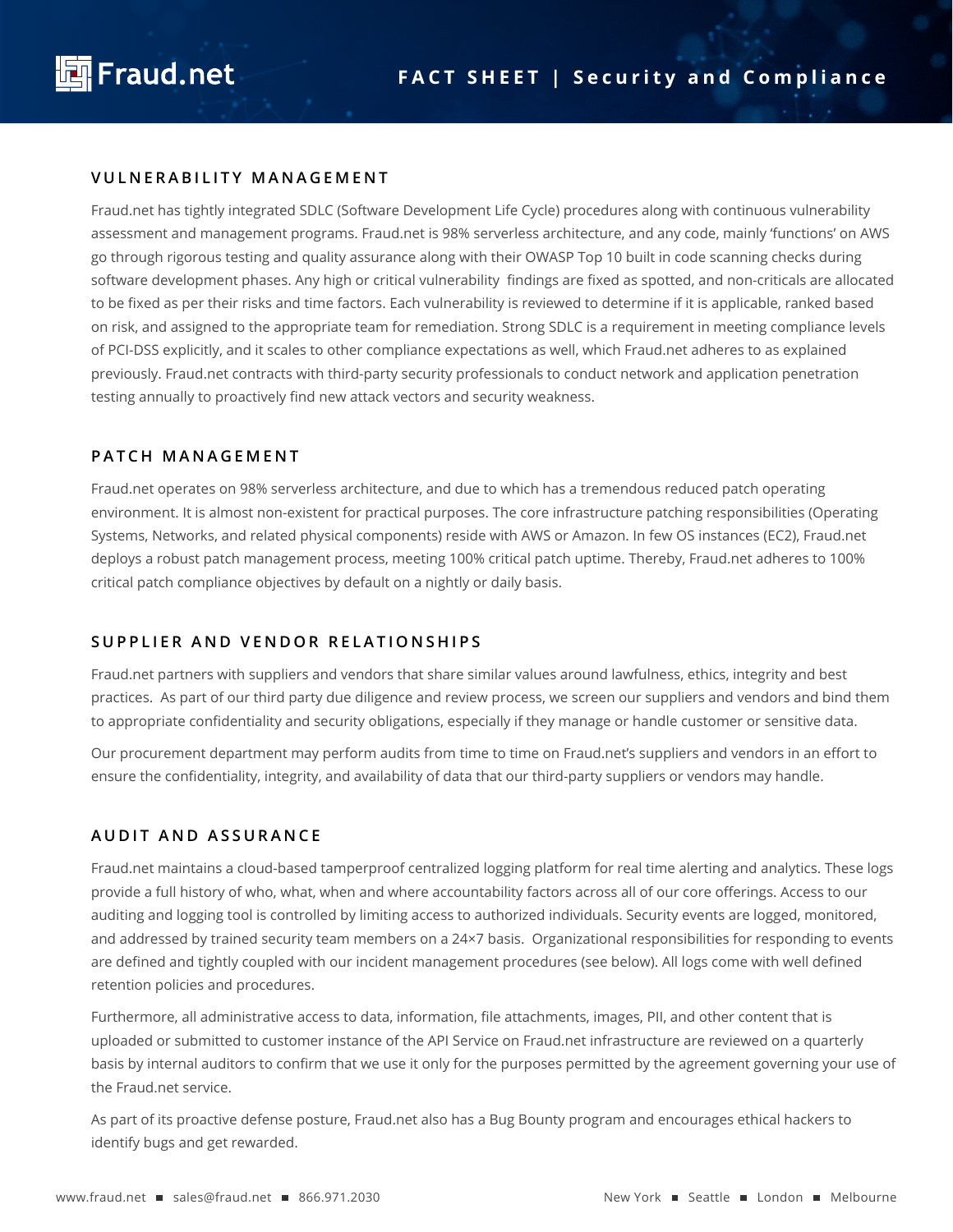## VULNERABILITY MANAGEMENT

Fraud.net has tightly integrated SDLC (Software Development Life Cycle) procedures along with continuous vulnerability assessment and management programs. Fraud.net is 98% serverless architecture, and any code, mainly 'functions' on AWS go through rigorous testing and quality assurance along with their OWASP Top 10 built in code scanning checks during software development phases. Any high or critical vulnerability findings are fixed as spotted, and non-criticals are allocated to be fixed as per their risks and time factors. Each vulnerability is reviewed to determine if it is applicable, ranked based on risk, and assigned to the appropriate team for remediation. Strong SDLC is a requirement in meeting compliance levels of PCI-DSS explicitly, and it scales to other compliance expectations as well, which Fraud.net adheres to as explained previously. Fraud.net contracts with third-party security professionals to conduct network and application penetration testing annually to proactively find new attack vectors and security weakness.

## PATCH MANAGEMENT

Fraud.net operates on 98% serverless architecture, and due to which has a tremendous reduced patch operating environment. It is almost non-existent for practical purposes. The core infrastructure patching responsibilities (Operating Systems, Networks, and related physical components) reside with AWS or Amazon. In few OS instances (EC2), Fraud.net deploys a robust patch management process, meeting 100% critical patch uptime. Thereby, Fraud.net adheres to 100% critical patch compliance objectives by default on a nightly or daily basis.

## SUPPLIER AND VENDOR RELATIONSHIPS

Fraud.net partners with suppliers and vendors that share similar values around lawfulness, ethics, integrity and best practices. As part of our third party due diligence and review process, we screen our suppliers and vendors and bind them to appropriate confidentiality and security obligations, especially if they manage or handle customer or sensitive data.

Our procurement department may perform audits from time to time on Fraud.net's suppliers and vendors in an effort to ensure the confidentiality, integrity, and availability of data that our third-party suppliers or vendors may handle.

## AUDIT AND ASSURANCE

Fraud.net maintains a cloud-based tamperproof centralized logging platform for real time alerting and analytics. These logs provide a full history of who, what, when and where accountability factors across all of our core offerings. Access to our auditing and logging tool is controlled by limiting access to authorized individuals. Security events are logged, monitored, and addressed by trained security team members on a 24×7 basis. Organizational responsibilities for responding to events are defined and tightly coupled with our incident management procedures (see below). All logs come with well defined retention policies and procedures.

Furthermore, all administrative access to data, information, file attachments, images, PII, and other content that is uploaded or submitted to customer instance of the API Service on Fraud.net infrastructure are reviewed on a quarterly basis by internal auditors to confirm that we use it only for the purposes permitted by the agreement governing your use of the Fraud.net service.

As part of its proactive defense posture, Fraud.net also has a Bug Bounty program and encourages ethical hackers to identify bugs and get rewarded.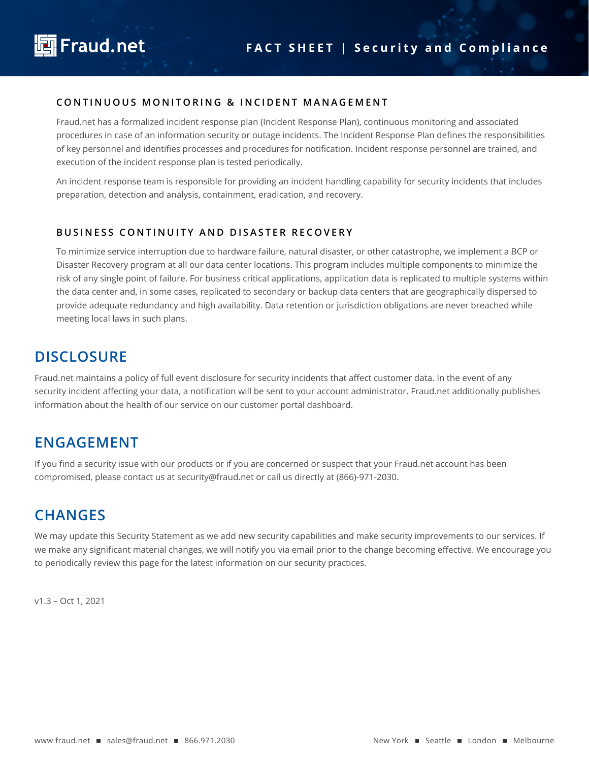### CONTINUOUS MONITORING & INCIDENT MANAGEMENT

Fraud.net has a formalized incident response plan (Incident Response Plan), continuous monitoring and associated procedures in case of an information security or outage incidents. The Incident Response Plan defines the responsibilities of key personnel and identifies processes and procedures for notification. Incident response personnel are trained, and execution of the incident response plan is tested periodically.

An incident response team is responsible for providing an incident handling capability for security incidents that includes preparation, detection and analysis, containment, eradication, and recovery.

### BUSINESS CONTINUITY AND DISASTER RECOVERY

To minimize service interruption due to hardware failure, natural disaster, or other catastrophe, we implement a BCP or Disaster Recovery program at all our data center locations. This program includes multiple components to minimize the risk of any single point of failure. For business critical applications, application data is replicated to multiple systems within the data center and, in some cases, replicated to secondary or backup data centers that are geographically dispersed to provide adequate redundancy and high availability. Data retention or jurisdiction obligations are never breached while meeting local laws in such plans.

## DISCLOSURE

Fraud.net maintains a policy of full event disclosure for security incidents that affect customer data. In the event of any security incident affecting your data, a notification will be sent to your account administrator. Fraud.net additionally publishes information about the health of our service on our customer portal dashboard.

## ENGAGEMENT

If you find a security issue with our products or if you are concerned or suspect that your Fraud.net account has been compromised, please contact us at security@fraud.net or call us directly at (866)-971-2030.

## CHANGES

We may update this Security Statement as we add new security capabilities and make security improvements to our services. If we make any significant material changes, we will notify you via email prior to the change becoming effective. We encourage you to periodically review this page for the latest information on our security practices.

v1.3 – Oct 1, 2021